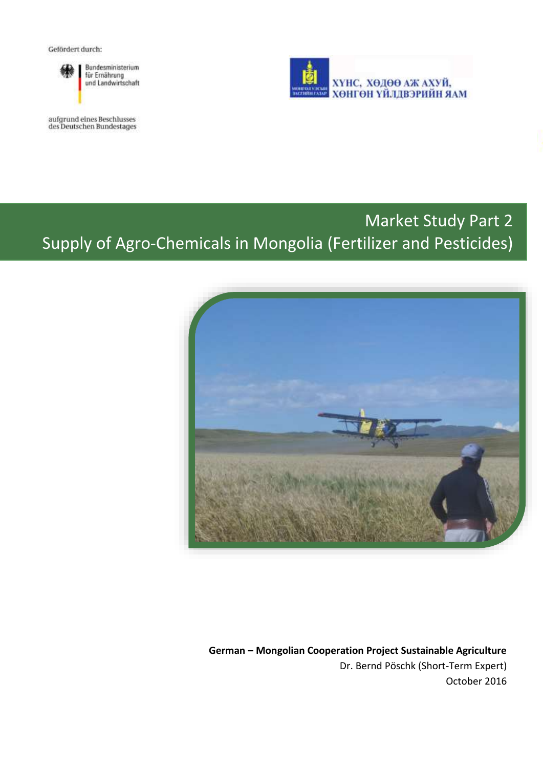Gefördert durch:

Bundesministerium für Ernährung und Landwirtschaft

aufgrund eines Beschlusses des Deutschen Bundestages

ХҮНС, ХӨДӨӨ АЖ АХУЙ, ХӨНГӨН ҮЙЛДВЭРИЙН ЯАМ

# Market Study Part 2
# Supply of Agro-Chemicals in Mongolia (Fertilizer and Pesticides)

**German – Mongolian Cooperation Project Sustainable Agriculture**

Dr. Bernd Pöschk (Short-Term Expert)

October 2016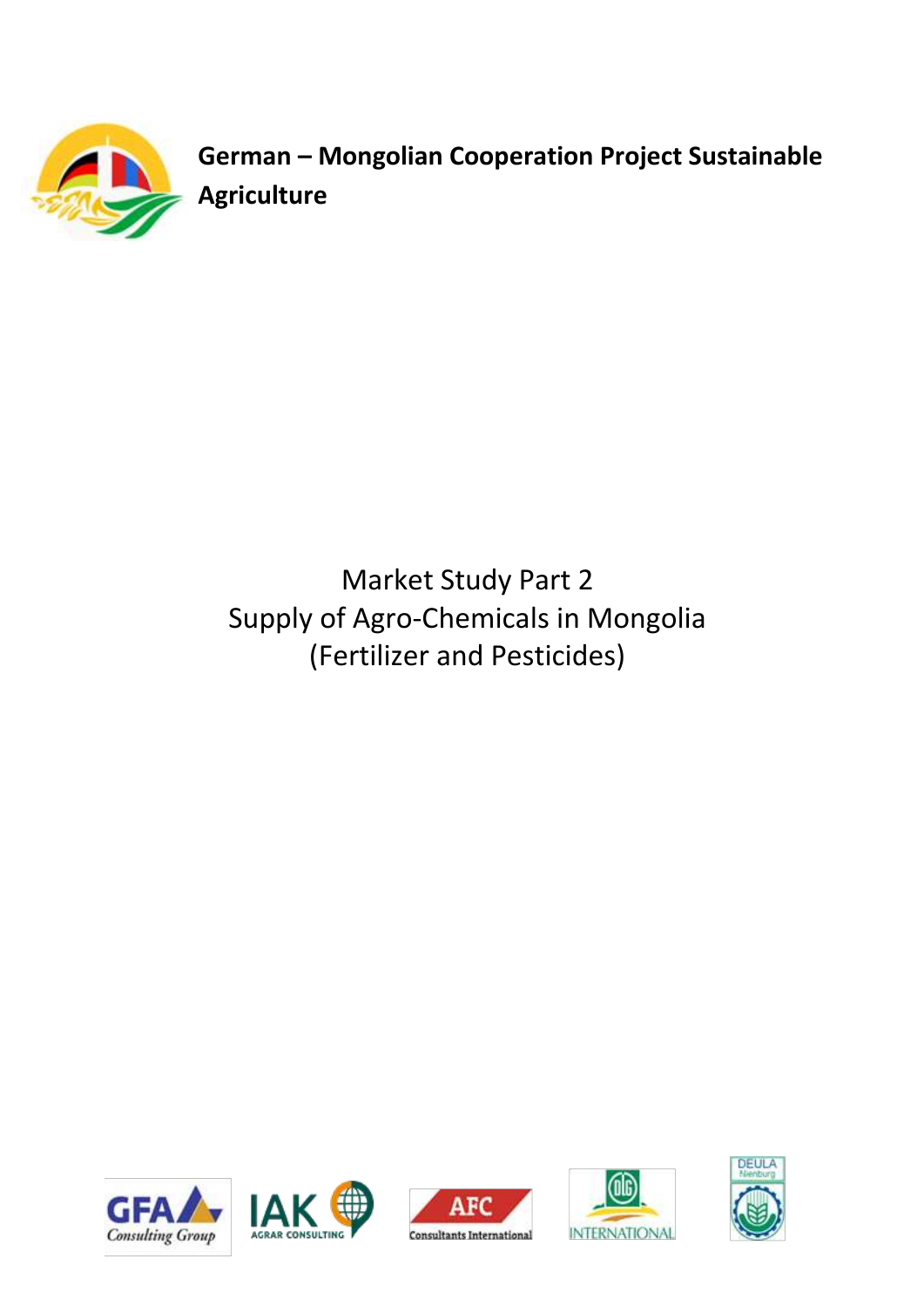**German – Mongolian Cooperation Project Sustainable Agriculture**

# Market Study Part 2
# Supply of Agro-Chemicals in Mongolia
# (Fertilizer and Pesticides)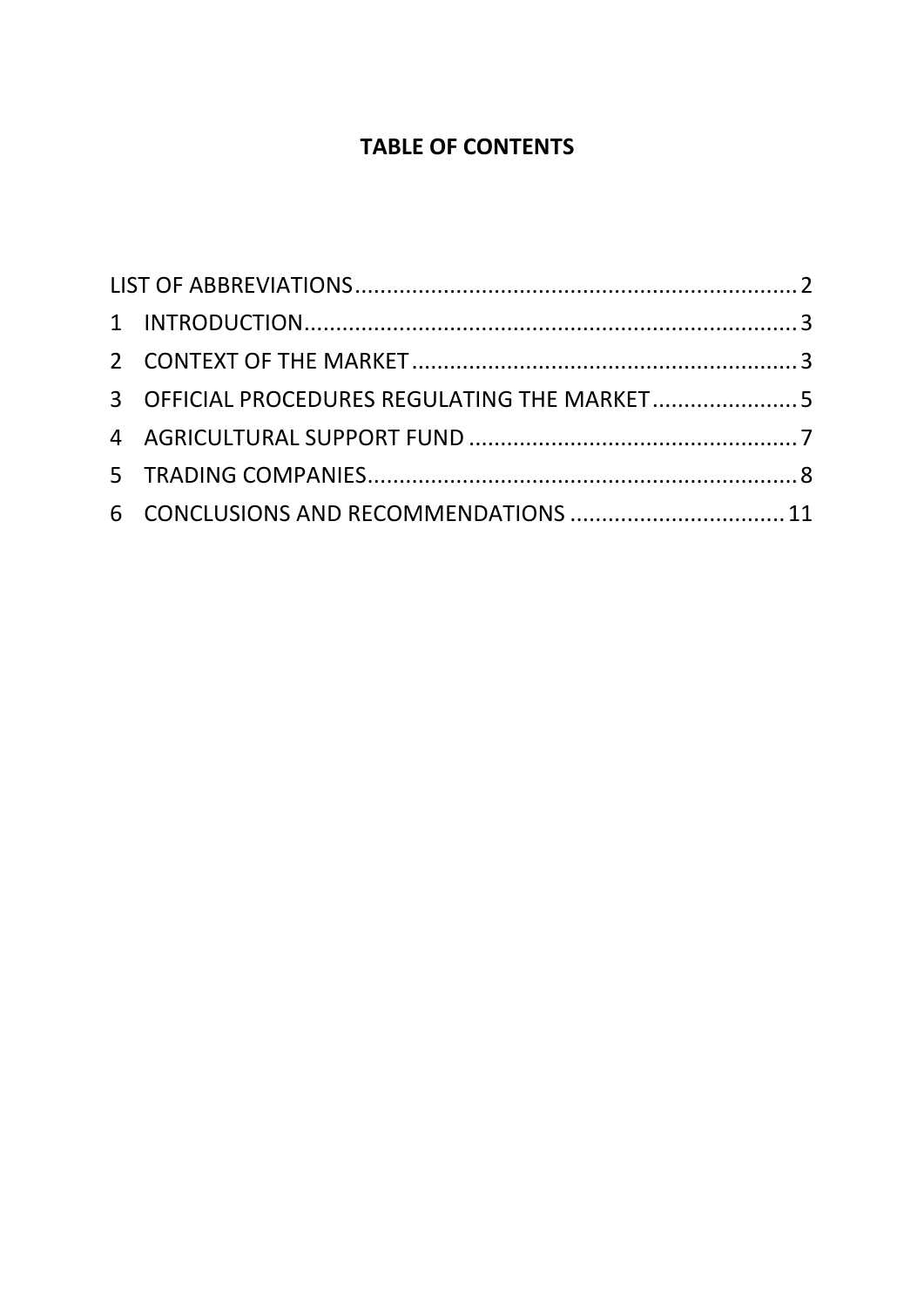**TABLE OF CONTENTS**

LIST OF ABBREVIATIONS ..... 2

1 INTRODUCTION ..... 3

2 CONTEXT OF THE MARKET ..... 3

3 OFFICIAL PROCEDURES REGULATING THE MARKET ..... 5

4 AGRICULTURAL SUPPORT FUND ..... 7

5 TRADING COMPANIES ..... 8

6 CONCLUSIONS AND RECOMMENDATIONS ..... 11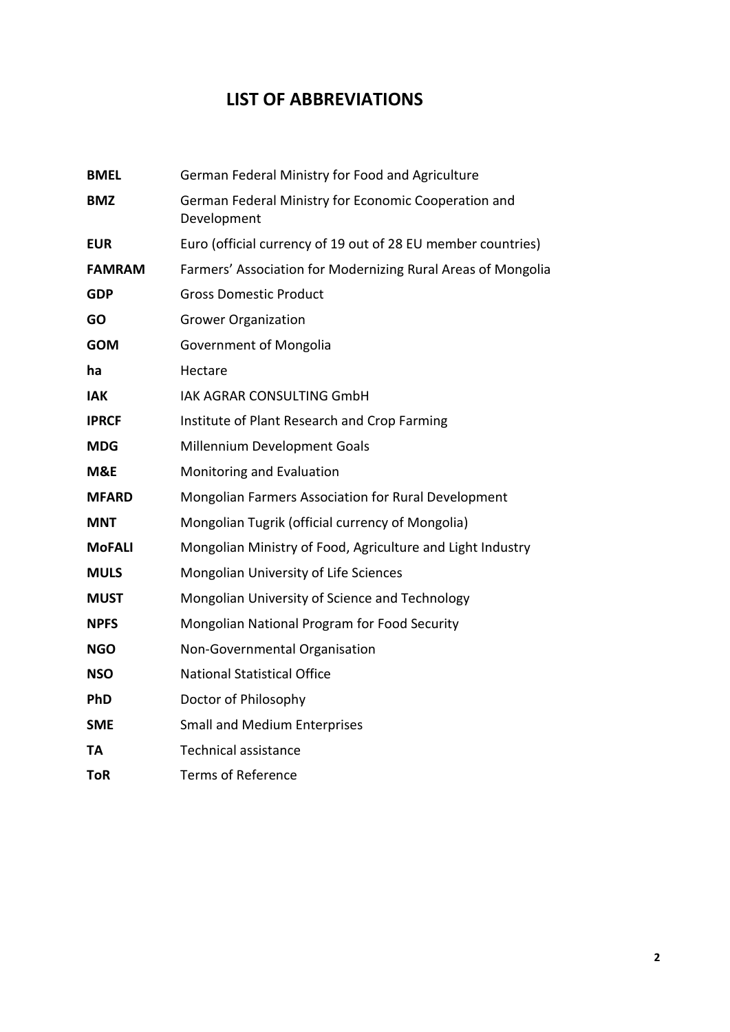# LIST OF ABBREVIATIONS

| | |
|---|---|
| **BMEL** | German Federal Ministry for Food and Agriculture |
| **BMZ** | German Federal Ministry for Economic Cooperation and Development |
| **EUR** | Euro (official currency of 19 out of 28 EU member countries) |
| **FAMRAM** | Farmers' Association for Modernizing Rural Areas of Mongolia |
| **GDP** | Gross Domestic Product |
| **GO** | Grower Organization |
| **GOM** | Government of Mongolia |
| **ha** | Hectare |
| **IAK** | IAK AGRAR CONSULTING GmbH |
| **IPRCF** | Institute of Plant Research and Crop Farming |
| **MDG** | Millennium Development Goals |
| **M&E** | Monitoring and Evaluation |
| **MFARD** | Mongolian Farmers Association for Rural Development |
| **MNT** | Mongolian Tugrik (official currency of Mongolia) |
| **MoFALI** | Mongolian Ministry of Food, Agriculture and Light Industry |
| **MULS** | Mongolian University of Life Sciences |
| **MUST** | Mongolian University of Science and Technology |
| **NPFS** | Mongolian National Program for Food Security |
| **NGO** | Non-Governmental Organisation |
| **NSO** | National Statistical Office |
| **PhD** | Doctor of Philosophy |
| **SME** | Small and Medium Enterprises |
| **TA** | Technical assistance |
| **ToR** | Terms of Reference |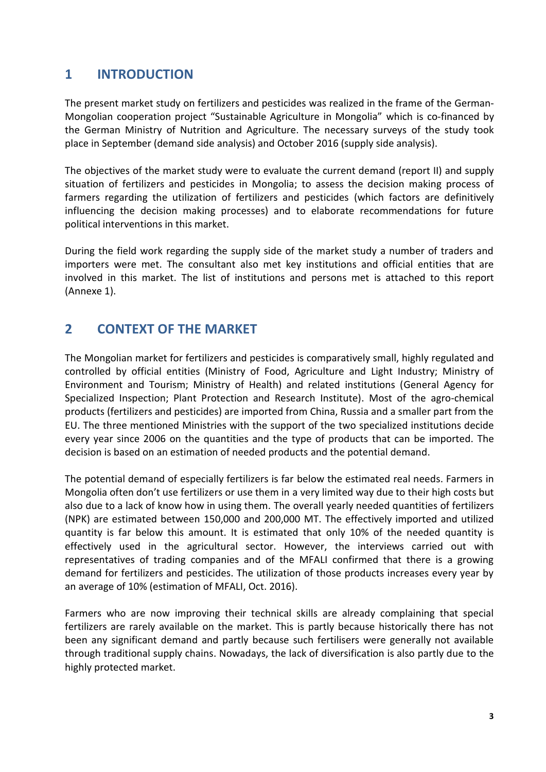# 1 INTRODUCTION

The present market study on fertilizers and pesticides was realized in the frame of the German-Mongolian cooperation project "Sustainable Agriculture in Mongolia" which is co-financed by the German Ministry of Nutrition and Agriculture. The necessary surveys of the study took place in September (demand side analysis) and October 2016 (supply side analysis).

The objectives of the market study were to evaluate the current demand (report II) and supply situation of fertilizers and pesticides in Mongolia; to assess the decision making process of farmers regarding the utilization of fertilizers and pesticides (which factors are definitively influencing the decision making processes) and to elaborate recommendations for future political interventions in this market.

During the field work regarding the supply side of the market study a number of traders and importers were met. The consultant also met key institutions and official entities that are involved in this market. The list of institutions and persons met is attached to this report (Annexe 1).

# 2 CONTEXT OF THE MARKET

The Mongolian market for fertilizers and pesticides is comparatively small, highly regulated and controlled by official entities (Ministry of Food, Agriculture and Light Industry; Ministry of Environment and Tourism; Ministry of Health) and related institutions (General Agency for Specialized Inspection; Plant Protection and Research Institute). Most of the agro-chemical products (fertilizers and pesticides) are imported from China, Russia and a smaller part from the EU. The three mentioned Ministries with the support of the two specialized institutions decide every year since 2006 on the quantities and the type of products that can be imported. The decision is based on an estimation of needed products and the potential demand.

The potential demand of especially fertilizers is far below the estimated real needs. Farmers in Mongolia often don't use fertilizers or use them in a very limited way due to their high costs but also due to a lack of know how in using them. The overall yearly needed quantities of fertilizers (NPK) are estimated between 150,000 and 200,000 MT. The effectively imported and utilized quantity is far below this amount. It is estimated that only 10% of the needed quantity is effectively used in the agricultural sector. However, the interviews carried out with representatives of trading companies and of the MFALI confirmed that there is a growing demand for fertilizers and pesticides. The utilization of those products increases every year by an average of 10% (estimation of MFALI, Oct. 2016).

Farmers who are now improving their technical skills are already complaining that special fertilizers are rarely available on the market. This is partly because historically there has not been any significant demand and partly because such fertilisers were generally not available through traditional supply chains. Nowadays, the lack of diversification is also partly due to the highly protected market.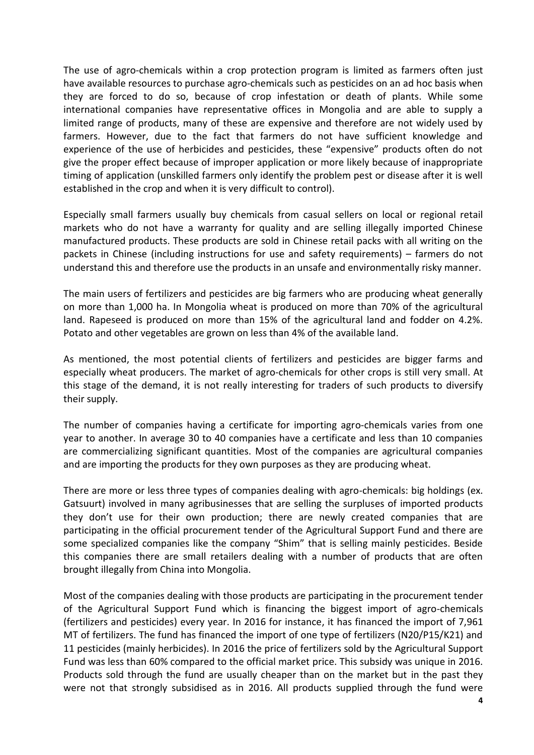The use of agro-chemicals within a crop protection program is limited as farmers often just have available resources to purchase agro-chemicals such as pesticides on an ad hoc basis when they are forced to do so, because of crop infestation or death of plants. While some international companies have representative offices in Mongolia and are able to supply a limited range of products, many of these are expensive and therefore are not widely used by farmers. However, due to the fact that farmers do not have sufficient knowledge and experience of the use of herbicides and pesticides, these "expensive" products often do not give the proper effect because of improper application or more likely because of inappropriate timing of application (unskilled farmers only identify the problem pest or disease after it is well established in the crop and when it is very difficult to control).

Especially small farmers usually buy chemicals from casual sellers on local or regional retail markets who do not have a warranty for quality and are selling illegally imported Chinese manufactured products. These products are sold in Chinese retail packs with all writing on the packets in Chinese (including instructions for use and safety requirements) – farmers do not understand this and therefore use the products in an unsafe and environmentally risky manner.

The main users of fertilizers and pesticides are big farmers who are producing wheat generally on more than 1,000 ha. In Mongolia wheat is produced on more than 70% of the agricultural land. Rapeseed is produced on more than 15% of the agricultural land and fodder on 4.2%. Potato and other vegetables are grown on less than 4% of the available land.

As mentioned, the most potential clients of fertilizers and pesticides are bigger farms and especially wheat producers. The market of agro-chemicals for other crops is still very small. At this stage of the demand, it is not really interesting for traders of such products to diversify their supply.

The number of companies having a certificate for importing agro-chemicals varies from one year to another. In average 30 to 40 companies have a certificate and less than 10 companies are commercializing significant quantities. Most of the companies are agricultural companies and are importing the products for they own purposes as they are producing wheat.

There are more or less three types of companies dealing with agro-chemicals: big holdings (ex. Gatsuurt) involved in many agribusinesses that are selling the surpluses of imported products they don't use for their own production; there are newly created companies that are participating in the official procurement tender of the Agricultural Support Fund and there are some specialized companies like the company "Shim" that is selling mainly pesticides. Beside this companies there are small retailers dealing with a number of products that are often brought illegally from China into Mongolia.

Most of the companies dealing with those products are participating in the procurement tender of the Agricultural Support Fund which is financing the biggest import of agro-chemicals (fertilizers and pesticides) every year. In 2016 for instance, it has financed the import of 7,961 MT of fertilizers. The fund has financed the import of one type of fertilizers (N20/P15/K21) and 11 pesticides (mainly herbicides). In 2016 the price of fertilizers sold by the Agricultural Support Fund was less than 60% compared to the official market price. This subsidy was unique in 2016. Products sold through the fund are usually cheaper than on the market but in the past they were not that strongly subsidised as in 2016. All products supplied through the fund were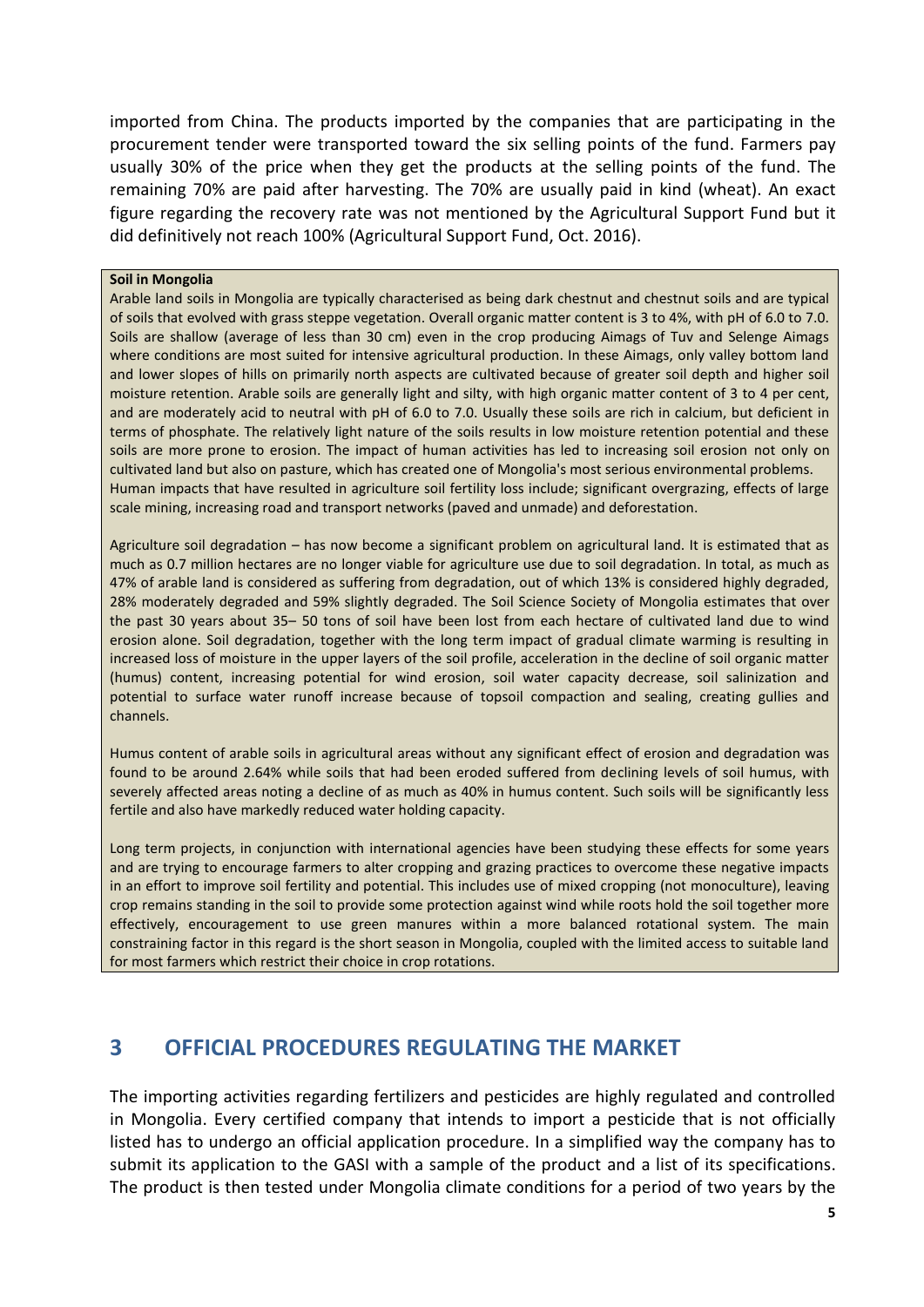imported from China. The products imported by the companies that are participating in the procurement tender were transported toward the six selling points of the fund. Farmers pay usually 30% of the price when they get the products at the selling points of the fund. The remaining 70% are paid after harvesting. The 70% are usually paid in kind (wheat). An exact figure regarding the recovery rate was not mentioned by the Agricultural Support Fund but it did definitively not reach 100% (Agricultural Support Fund, Oct. 2016).

**Soil in Mongolia**

Arable land soils in Mongolia are typically characterised as being dark chestnut and chestnut soils and are typical of soils that evolved with grass steppe vegetation. Overall organic matter content is 3 to 4%, with pH of 6.0 to 7.0. Soils are shallow (average of less than 30 cm) even in the crop producing Aimags of Tuv and Selenge Aimags where conditions are most suited for intensive agricultural production. In these Aimags, only valley bottom land and lower slopes of hills on primarily north aspects are cultivated because of greater soil depth and higher soil moisture retention. Arable soils are generally light and silty, with high organic matter content of 3 to 4 per cent, and are moderately acid to neutral with pH of 6.0 to 7.0. Usually these soils are rich in calcium, but deficient in terms of phosphate. The relatively light nature of the soils results in low moisture retention potential and these soils are more prone to erosion. The impact of human activities has led to increasing soil erosion not only on cultivated land but also on pasture, which has created one of Mongolia's most serious environmental problems. Human impacts that have resulted in agriculture soil fertility loss include; significant overgrazing, effects of large scale mining, increasing road and transport networks (paved and unmade) and deforestation.

Agriculture soil degradation – has now become a significant problem on agricultural land. It is estimated that as much as 0.7 million hectares are no longer viable for agriculture use due to soil degradation. In total, as much as 47% of arable land is considered as suffering from degradation, out of which 13% is considered highly degraded, 28% moderately degraded and 59% slightly degraded. The Soil Science Society of Mongolia estimates that over the past 30 years about 35– 50 tons of soil have been lost from each hectare of cultivated land due to wind erosion alone. Soil degradation, together with the long term impact of gradual climate warming is resulting in increased loss of moisture in the upper layers of the soil profile, acceleration in the decline of soil organic matter (humus) content, increasing potential for wind erosion, soil water capacity decrease, soil salinization and potential to surface water runoff increase because of topsoil compaction and sealing, creating gullies and channels.

Humus content of arable soils in agricultural areas without any significant effect of erosion and degradation was found to be around 2.64% while soils that had been eroded suffered from declining levels of soil humus, with severely affected areas noting a decline of as much as 40% in humus content. Such soils will be significantly less fertile and also have markedly reduced water holding capacity.

Long term projects, in conjunction with international agencies have been studying these effects for some years and are trying to encourage farmers to alter cropping and grazing practices to overcome these negative impacts in an effort to improve soil fertility and potential. This includes use of mixed cropping (not monoculture), leaving crop remains standing in the soil to provide some protection against wind while roots hold the soil together more effectively, encouragement to use green manures within a more balanced rotational system. The main constraining factor in this regard is the short season in Mongolia, coupled with the limited access to suitable land for most farmers which restrict their choice in crop rotations.

# 3 OFFICIAL PROCEDURES REGULATING THE MARKET

The importing activities regarding fertilizers and pesticides are highly regulated and controlled in Mongolia. Every certified company that intends to import a pesticide that is not officially listed has to undergo an official application procedure. In a simplified way the company has to submit its application to the GASI with a sample of the product and a list of its specifications. The product is then tested under Mongolia climate conditions for a period of two years by the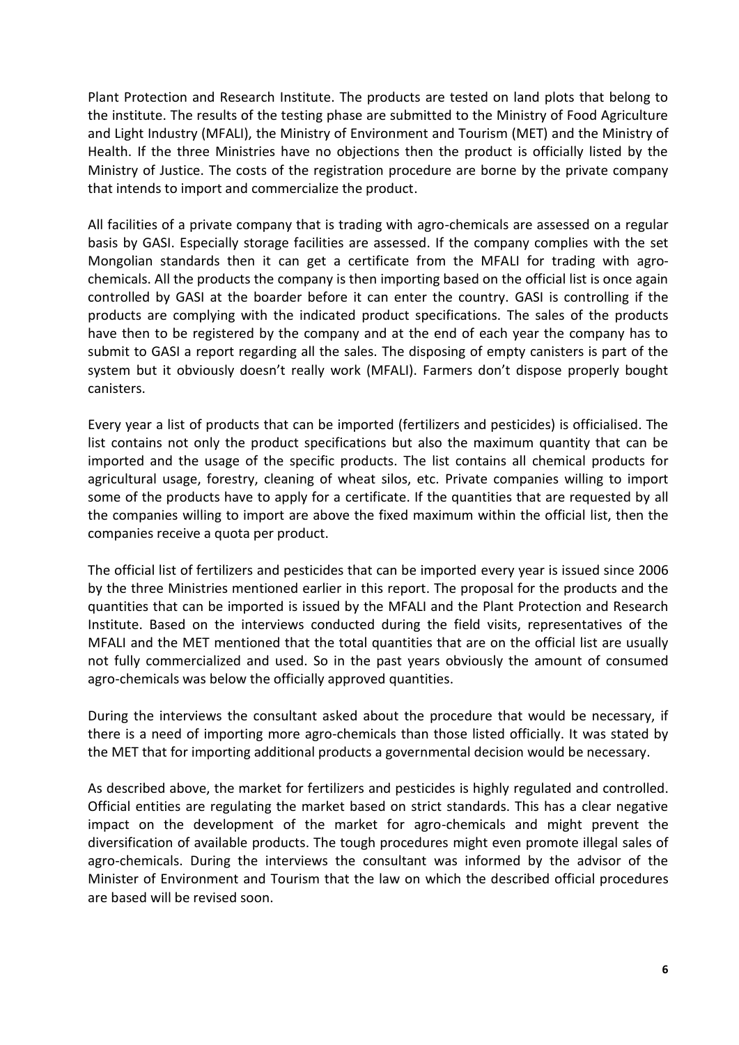Plant Protection and Research Institute. The products are tested on land plots that belong to the institute. The results of the testing phase are submitted to the Ministry of Food Agriculture and Light Industry (MFALI), the Ministry of Environment and Tourism (MET) and the Ministry of Health. If the three Ministries have no objections then the product is officially listed by the Ministry of Justice. The costs of the registration procedure are borne by the private company that intends to import and commercialize the product.

All facilities of a private company that is trading with agro-chemicals are assessed on a regular basis by GASI. Especially storage facilities are assessed. If the company complies with the set Mongolian standards then it can get a certificate from the MFALI for trading with agro-chemicals. All the products the company is then importing based on the official list is once again controlled by GASI at the boarder before it can enter the country. GASI is controlling if the products are complying with the indicated product specifications. The sales of the products have then to be registered by the company and at the end of each year the company has to submit to GASI a report regarding all the sales. The disposing of empty canisters is part of the system but it obviously doesn't really work (MFALI). Farmers don't dispose properly bought canisters.

Every year a list of products that can be imported (fertilizers and pesticides) is officialised. The list contains not only the product specifications but also the maximum quantity that can be imported and the usage of the specific products. The list contains all chemical products for agricultural usage, forestry, cleaning of wheat silos, etc. Private companies willing to import some of the products have to apply for a certificate. If the quantities that are requested by all the companies willing to import are above the fixed maximum within the official list, then the companies receive a quota per product.

The official list of fertilizers and pesticides that can be imported every year is issued since 2006 by the three Ministries mentioned earlier in this report. The proposal for the products and the quantities that can be imported is issued by the MFALI and the Plant Protection and Research Institute. Based on the interviews conducted during the field visits, representatives of the MFALI and the MET mentioned that the total quantities that are on the official list are usually not fully commercialized and used. So in the past years obviously the amount of consumed agro-chemicals was below the officially approved quantities.

During the interviews the consultant asked about the procedure that would be necessary, if there is a need of importing more agro-chemicals than those listed officially. It was stated by the MET that for importing additional products a governmental decision would be necessary.

As described above, the market for fertilizers and pesticides is highly regulated and controlled. Official entities are regulating the market based on strict standards. This has a clear negative impact on the development of the market for agro-chemicals and might prevent the diversification of available products. The tough procedures might even promote illegal sales of agro-chemicals. During the interviews the consultant was informed by the advisor of the Minister of Environment and Tourism that the law on which the described official procedures are based will be revised soon.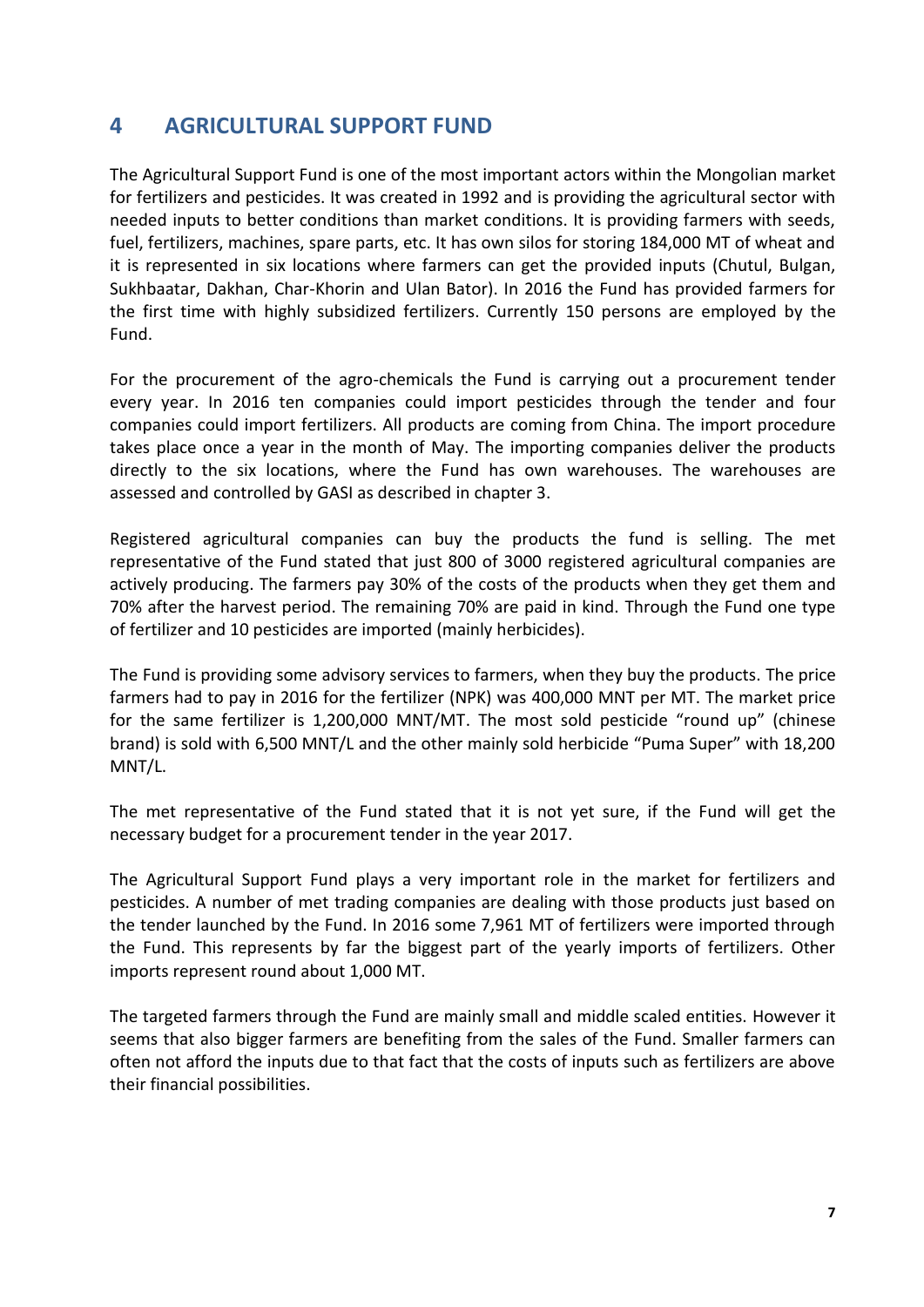# 4 AGRICULTURAL SUPPORT FUND

The Agricultural Support Fund is one of the most important actors within the Mongolian market for fertilizers and pesticides. It was created in 1992 and is providing the agricultural sector with needed inputs to better conditions than market conditions. It is providing farmers with seeds, fuel, fertilizers, machines, spare parts, etc. It has own silos for storing 184,000 MT of wheat and it is represented in six locations where farmers can get the provided inputs (Chutul, Bulgan, Sukhbaatar, Dakhan, Char-Khorin and Ulan Bator). In 2016 the Fund has provided farmers for the first time with highly subsidized fertilizers. Currently 150 persons are employed by the Fund.

For the procurement of the agro-chemicals the Fund is carrying out a procurement tender every year. In 2016 ten companies could import pesticides through the tender and four companies could import fertilizers. All products are coming from China. The import procedure takes place once a year in the month of May. The importing companies deliver the products directly to the six locations, where the Fund has own warehouses. The warehouses are assessed and controlled by GASI as described in chapter 3.

Registered agricultural companies can buy the products the fund is selling. The met representative of the Fund stated that just 800 of 3000 registered agricultural companies are actively producing. The farmers pay 30% of the costs of the products when they get them and 70% after the harvest period. The remaining 70% are paid in kind. Through the Fund one type of fertilizer and 10 pesticides are imported (mainly herbicides).

The Fund is providing some advisory services to farmers, when they buy the products. The price farmers had to pay in 2016 for the fertilizer (NPK) was 400,000 MNT per MT. The market price for the same fertilizer is 1,200,000 MNT/MT. The most sold pesticide "round up" (chinese brand) is sold with 6,500 MNT/L and the other mainly sold herbicide "Puma Super" with 18,200 MNT/L.

The met representative of the Fund stated that it is not yet sure, if the Fund will get the necessary budget for a procurement tender in the year 2017.

The Agricultural Support Fund plays a very important role in the market for fertilizers and pesticides. A number of met trading companies are dealing with those products just based on the tender launched by the Fund. In 2016 some 7,961 MT of fertilizers were imported through the Fund. This represents by far the biggest part of the yearly imports of fertilizers. Other imports represent round about 1,000 MT.

The targeted farmers through the Fund are mainly small and middle scaled entities. However it seems that also bigger farmers are benefiting from the sales of the Fund. Smaller farmers can often not afford the inputs due to that fact that the costs of inputs such as fertilizers are above their financial possibilities.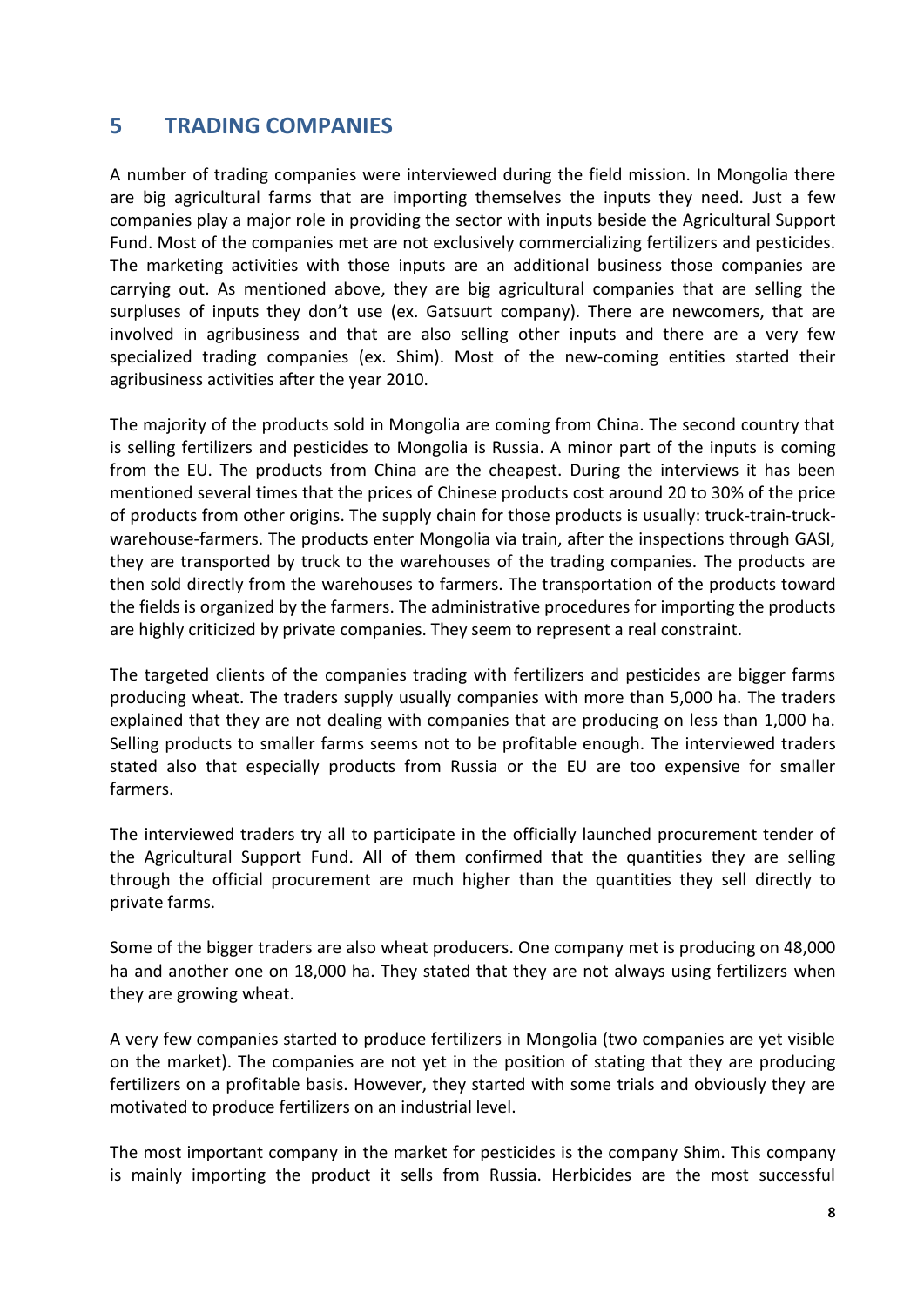# 5 TRADING COMPANIES

A number of trading companies were interviewed during the field mission. In Mongolia there are big agricultural farms that are importing themselves the inputs they need. Just a few companies play a major role in providing the sector with inputs beside the Agricultural Support Fund. Most of the companies met are not exclusively commercializing fertilizers and pesticides. The marketing activities with those inputs are an additional business those companies are carrying out. As mentioned above, they are big agricultural companies that are selling the surpluses of inputs they don't use (ex. Gatsuurt company). There are newcomers, that are involved in agribusiness and that are also selling other inputs and there are a very few specialized trading companies (ex. Shim). Most of the new-coming entities started their agribusiness activities after the year 2010.

The majority of the products sold in Mongolia are coming from China. The second country that is selling fertilizers and pesticides to Mongolia is Russia. A minor part of the inputs is coming from the EU. The products from China are the cheapest. During the interviews it has been mentioned several times that the prices of Chinese products cost around 20 to 30% of the price of products from other origins. The supply chain for those products is usually: truck-train-truck-warehouse-farmers. The products enter Mongolia via train, after the inspections through GASI, they are transported by truck to the warehouses of the trading companies. The products are then sold directly from the warehouses to farmers. The transportation of the products toward the fields is organized by the farmers. The administrative procedures for importing the products are highly criticized by private companies. They seem to represent a real constraint.

The targeted clients of the companies trading with fertilizers and pesticides are bigger farms producing wheat. The traders supply usually companies with more than 5,000 ha. The traders explained that they are not dealing with companies that are producing on less than 1,000 ha. Selling products to smaller farms seems not to be profitable enough. The interviewed traders stated also that especially products from Russia or the EU are too expensive for smaller farmers.

The interviewed traders try all to participate in the officially launched procurement tender of the Agricultural Support Fund. All of them confirmed that the quantities they are selling through the official procurement are much higher than the quantities they sell directly to private farms.

Some of the bigger traders are also wheat producers. One company met is producing on 48,000 ha and another one on 18,000 ha. They stated that they are not always using fertilizers when they are growing wheat.

A very few companies started to produce fertilizers in Mongolia (two companies are yet visible on the market). The companies are not yet in the position of stating that they are producing fertilizers on a profitable basis. However, they started with some trials and obviously they are motivated to produce fertilizers on an industrial level.

The most important company in the market for pesticides is the company Shim. This company is mainly importing the product it sells from Russia. Herbicides are the most successful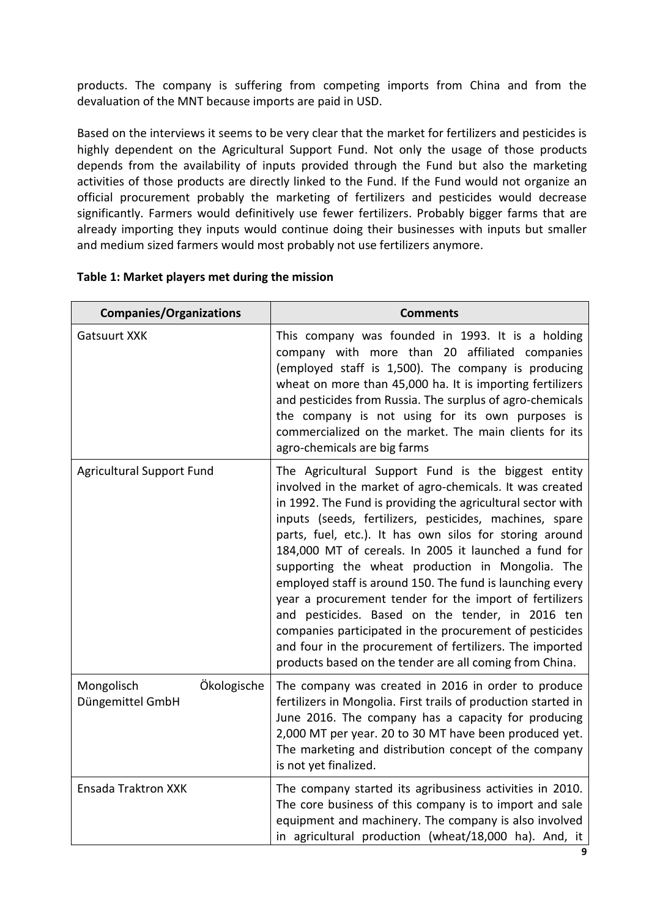products. The company is suffering from competing imports from China and from the devaluation of the MNT because imports are paid in USD.

Based on the interviews it seems to be very clear that the market for fertilizers and pesticides is highly dependent on the Agricultural Support Fund. Not only the usage of those products depends from the availability of inputs provided through the Fund but also the marketing activities of those products are directly linked to the Fund. If the Fund would not organize an official procurement probably the marketing of fertilizers and pesticides would decrease significantly. Farmers would definitively use fewer fertilizers. Probably bigger farms that are already importing they inputs would continue doing their businesses with inputs but smaller and medium sized farmers would most probably not use fertilizers anymore.

**Table 1: Market players met during the mission**

| Companies/Organizations | Comments |
|---|---|
| Gatsuurt XXK | This company was founded in 1993. It is a holding company with more than 20 affiliated companies (employed staff is 1,500). The company is producing wheat on more than 45,000 ha. It is importing fertilizers and pesticides from Russia. The surplus of agro-chemicals the company is not using for its own purposes is commercialized on the market. The main clients for its agro-chemicals are big farms |
| Agricultural Support Fund | The Agricultural Support Fund is the biggest entity involved in the market of agro-chemicals. It was created in 1992. The Fund is providing the agricultural sector with inputs (seeds, fertilizers, pesticides, machines, spare parts, fuel, etc.). It has own silos for storing around 184,000 MT of cereals. In 2005 it launched a fund for supporting the wheat production in Mongolia. The employed staff is around 150. The fund is launching every year a procurement tender for the import of fertilizers and pesticides. Based on the tender, in 2016 ten companies participated in the procurement of pesticides and four in the procurement of fertilizers. The imported products based on the tender are all coming from China. |
| Mongolisch Ökologische Düngemittel GmbH | The company was created in 2016 in order to produce fertilizers in Mongolia. First trails of production started in June 2016. The company has a capacity for producing 2,000 MT per year. 20 to 30 MT have been produced yet. The marketing and distribution concept of the company is not yet finalized. |
| Ensada Traktron XXK | The company started its agribusiness activities in 2010. The core business of this company is to import and sale equipment and machinery. The company is also involved in agricultural production (wheat/18,000 ha). And, it |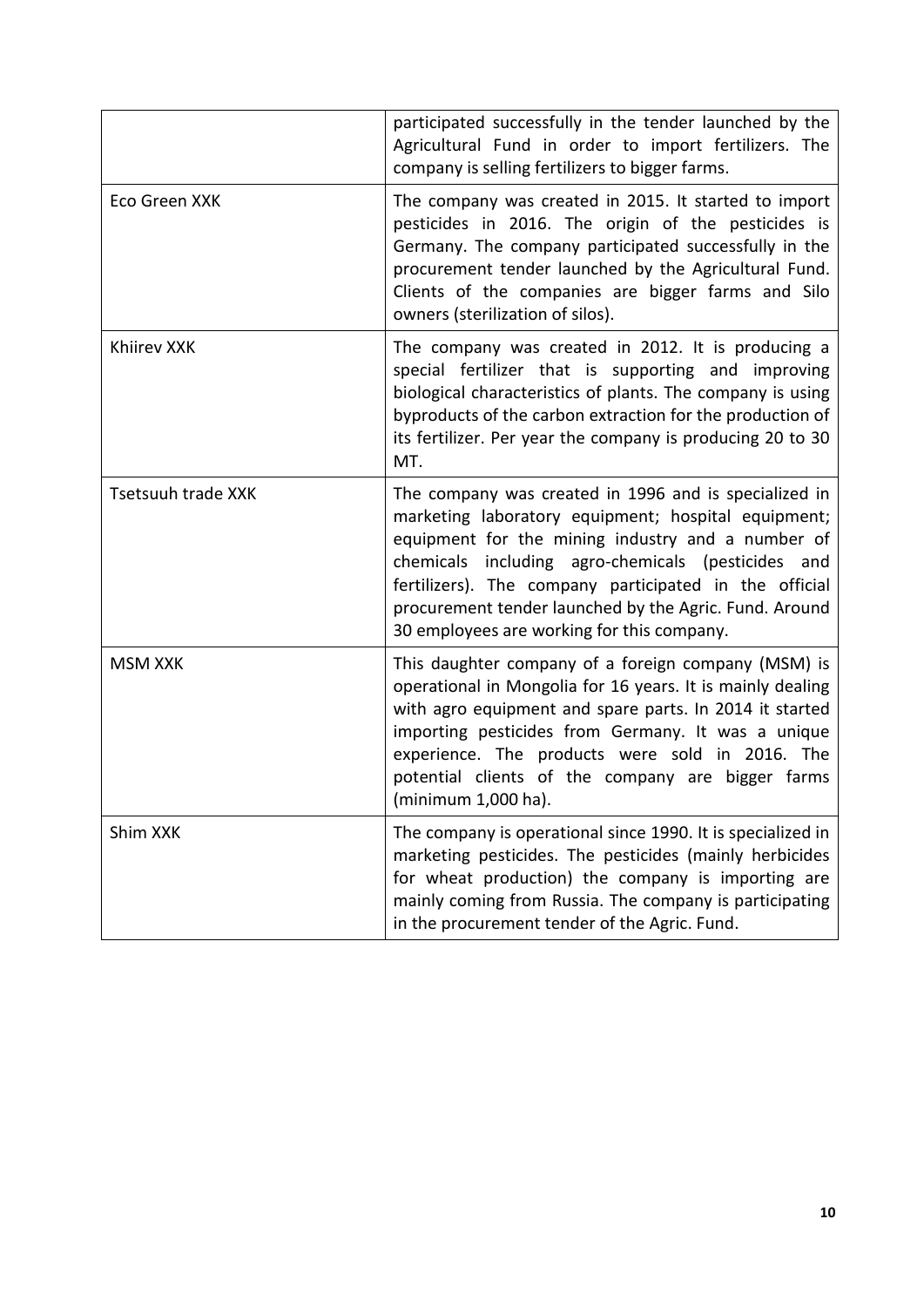| | |
|---|---|
| | participated successfully in the tender launched by the Agricultural Fund in order to import fertilizers. The company is selling fertilizers to bigger farms. |
| Eco Green XXK | The company was created in 2015. It started to import pesticides in 2016. The origin of the pesticides is Germany. The company participated successfully in the procurement tender launched by the Agricultural Fund. Clients of the companies are bigger farms and Silo owners (sterilization of silos). |
| Khiirev XXK | The company was created in 2012. It is producing a special fertilizer that is supporting and improving biological characteristics of plants. The company is using byproducts of the carbon extraction for the production of its fertilizer. Per year the company is producing 20 to 30 MT. |
| Tsetsuuh trade XXK | The company was created in 1996 and is specialized in marketing laboratory equipment; hospital equipment; equipment for the mining industry and a number of chemicals including agro-chemicals (pesticides and fertilizers). The company participated in the official procurement tender launched by the Agric. Fund. Around 30 employees are working for this company. |
| MSM XXK | This daughter company of a foreign company (MSM) is operational in Mongolia for 16 years. It is mainly dealing with agro equipment and spare parts. In 2014 it started importing pesticides from Germany. It was a unique experience. The products were sold in 2016. The potential clients of the company are bigger farms (minimum 1,000 ha). |
| Shim XXK | The company is operational since 1990. It is specialized in marketing pesticides. The pesticides (mainly herbicides for wheat production) the company is importing are mainly coming from Russia. The company is participating in the procurement tender of the Agric. Fund. |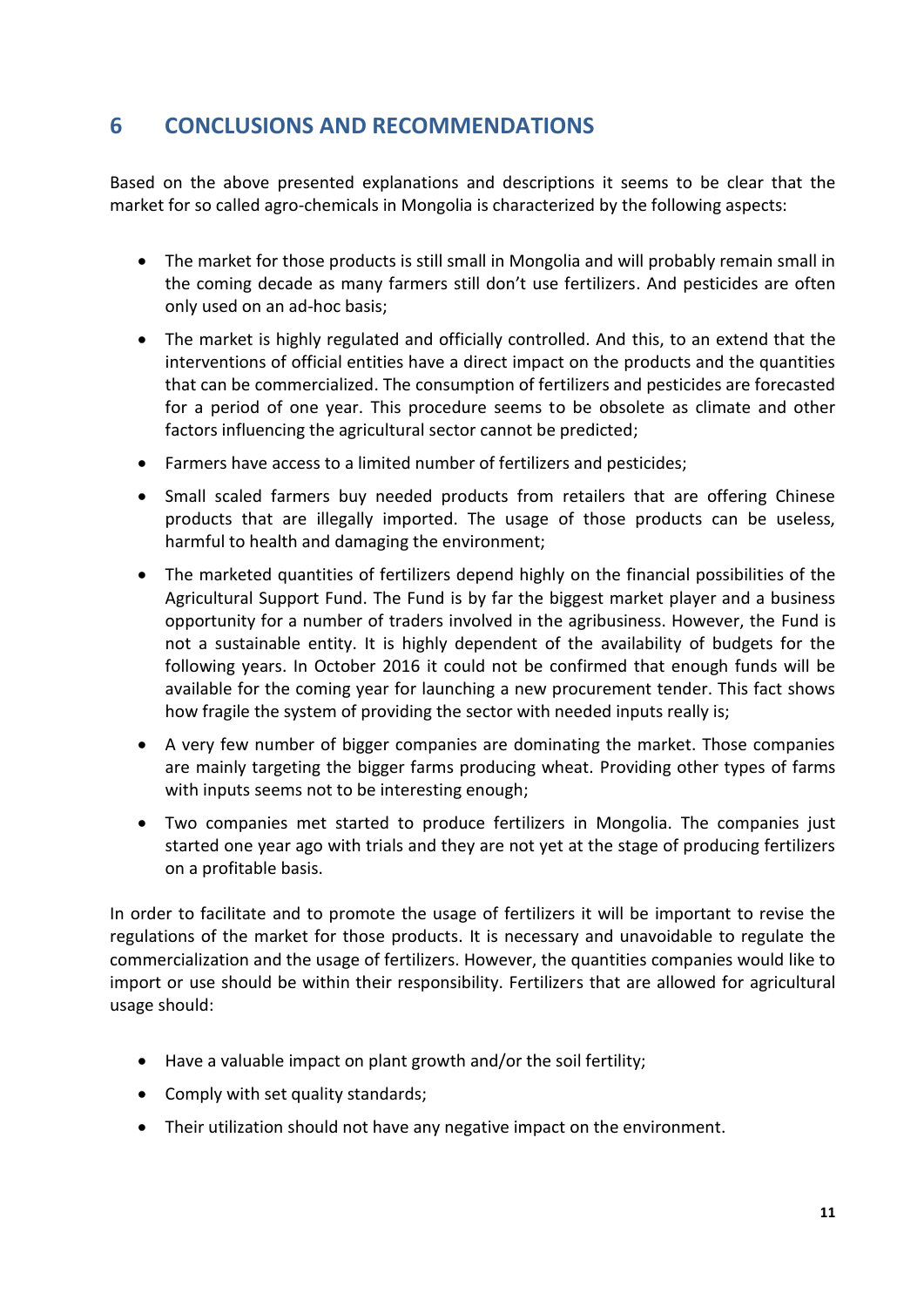# 6 CONCLUSIONS AND RECOMMENDATIONS

Based on the above presented explanations and descriptions it seems to be clear that the market for so called agro-chemicals in Mongolia is characterized by the following aspects:

- The market for those products is still small in Mongolia and will probably remain small in the coming decade as many farmers still don't use fertilizers. And pesticides are often only used on an ad-hoc basis;
- The market is highly regulated and officially controlled. And this, to an extend that the interventions of official entities have a direct impact on the products and the quantities that can be commercialized. The consumption of fertilizers and pesticides are forecasted for a period of one year. This procedure seems to be obsolete as climate and other factors influencing the agricultural sector cannot be predicted;
- Farmers have access to a limited number of fertilizers and pesticides;
- Small scaled farmers buy needed products from retailers that are offering Chinese products that are illegally imported. The usage of those products can be useless, harmful to health and damaging the environment;
- The marketed quantities of fertilizers depend highly on the financial possibilities of the Agricultural Support Fund. The Fund is by far the biggest market player and a business opportunity for a number of traders involved in the agribusiness. However, the Fund is not a sustainable entity. It is highly dependent of the availability of budgets for the following years. In October 2016 it could not be confirmed that enough funds will be available for the coming year for launching a new procurement tender. This fact shows how fragile the system of providing the sector with needed inputs really is;
- A very few number of bigger companies are dominating the market. Those companies are mainly targeting the bigger farms producing wheat. Providing other types of farms with inputs seems not to be interesting enough;
- Two companies met started to produce fertilizers in Mongolia. The companies just started one year ago with trials and they are not yet at the stage of producing fertilizers on a profitable basis.

In order to facilitate and to promote the usage of fertilizers it will be important to revise the regulations of the market for those products. It is necessary and unavoidable to regulate the commercialization and the usage of fertilizers. However, the quantities companies would like to import or use should be within their responsibility. Fertilizers that are allowed for agricultural usage should:

- Have a valuable impact on plant growth and/or the soil fertility;
- Comply with set quality standards;
- Their utilization should not have any negative impact on the environment.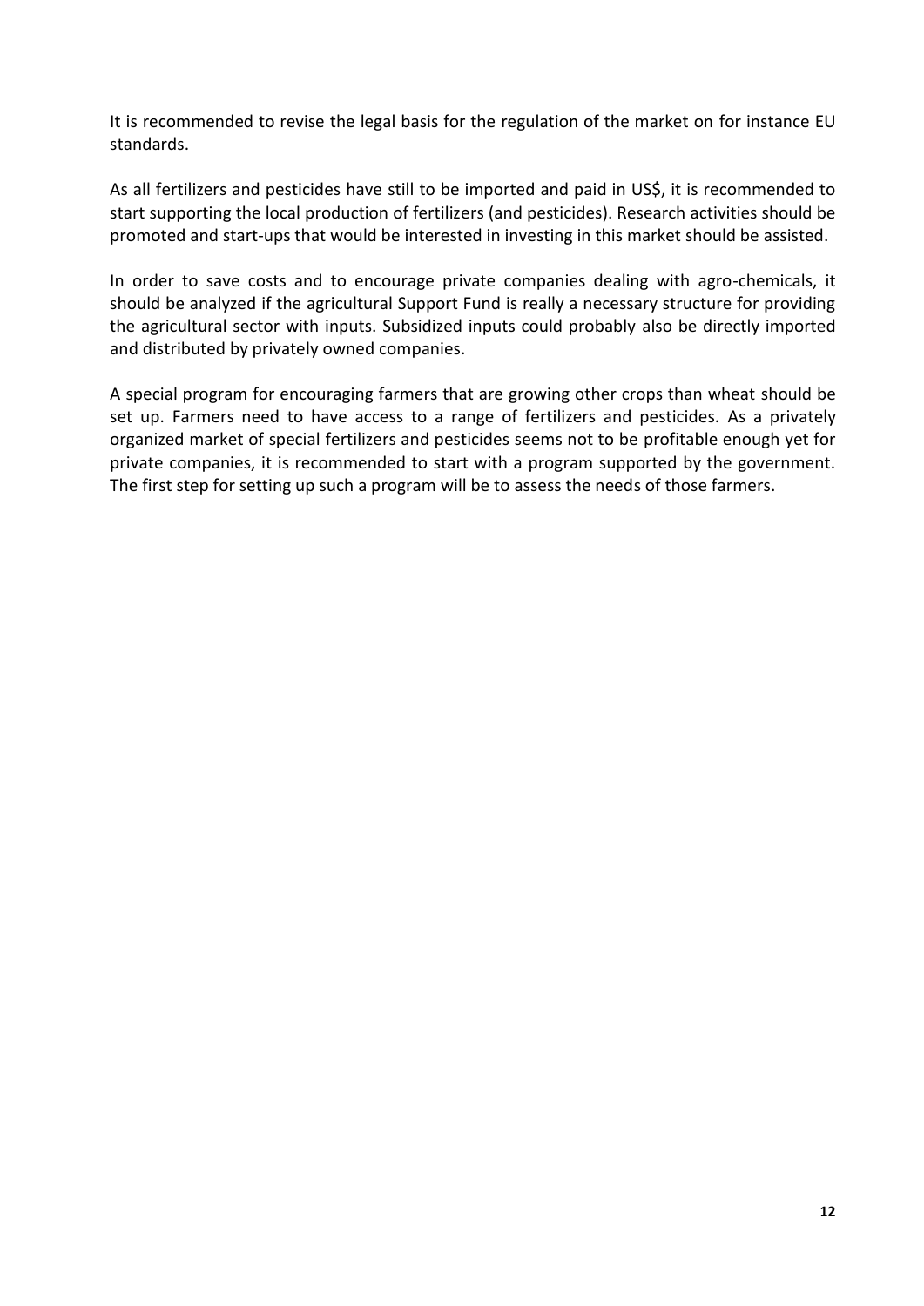It is recommended to revise the legal basis for the regulation of the market on for instance EU standards.

As all fertilizers and pesticides have still to be imported and paid in US$, it is recommended to start supporting the local production of fertilizers (and pesticides). Research activities should be promoted and start-ups that would be interested in investing in this market should be assisted.

In order to save costs and to encourage private companies dealing with agro-chemicals, it should be analyzed if the agricultural Support Fund is really a necessary structure for providing the agricultural sector with inputs. Subsidized inputs could probably also be directly imported and distributed by privately owned companies.

A special program for encouraging farmers that are growing other crops than wheat should be set up. Farmers need to have access to a range of fertilizers and pesticides. As a privately organized market of special fertilizers and pesticides seems not to be profitable enough yet for private companies, it is recommended to start with a program supported by the government. The first step for setting up such a program will be to assess the needs of those farmers.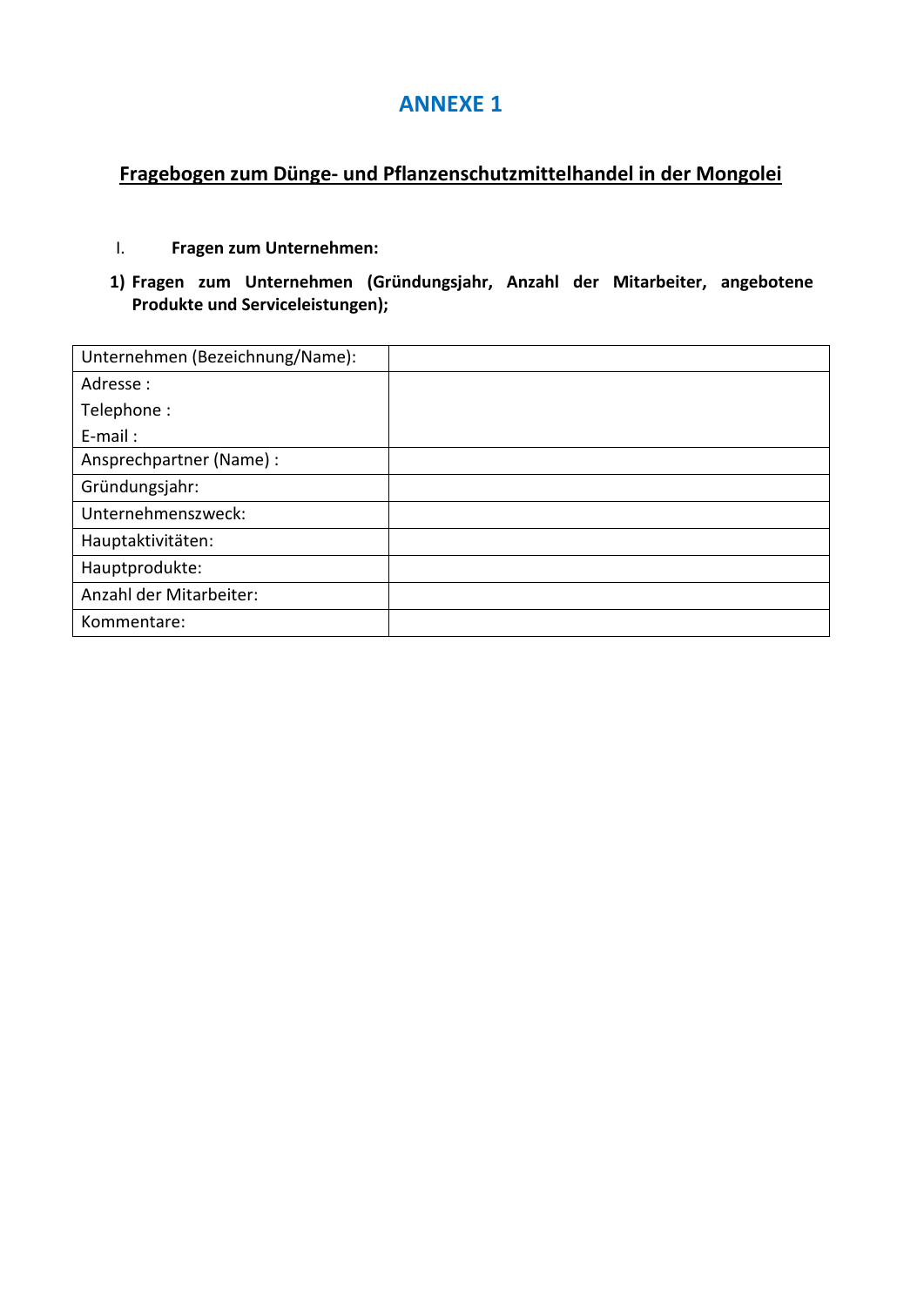# ANNEXE 1

## Fragebogen zum Dünge- und Pflanzenschutzmittelhandel in der Mongolei

I. **Fragen zum Unternehmen:**

**1) Fragen zum Unternehmen (Gründungsjahr, Anzahl der Mitarbeiter, angebotene Produkte und Serviceleistungen);**

| | |
|---|---|
| Unternehmen (Bezeichnung/Name): | |
| Adresse :<br>Telephone :<br>E-mail : | |
| Ansprechpartner (Name) : | |
| Gründungsjahr: | |
| Unternehmenszweck: | |
| Hauptaktivitäten: | |
| Hauptprodukte: | |
| Anzahl der Mitarbeiter: | |
| Kommentare: | |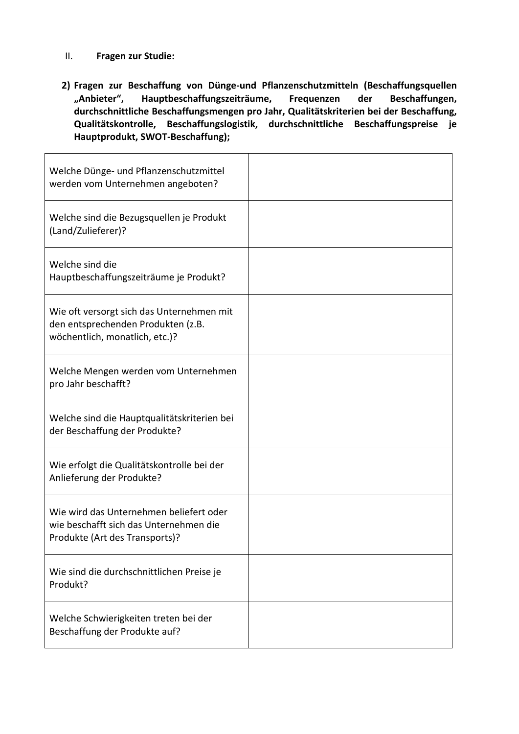II. **Fragen zur Studie:**

**2) Fragen zur Beschaffung von Dünge-und Pflanzenschutzmitteln (Beschaffungsquellen „Anbieter“, Hauptbeschaffungszeiträume, Frequenzen der Beschaffungen, durchschnittliche Beschaffungsmengen pro Jahr, Qualitätskriterien bei der Beschaffung, Qualitätskontrolle, Beschaffungslogistik, durchschnittliche Beschaffungspreise je Hauptprodukt, SWOT-Beschaffung);**

| | |
|---|---|
| Welche Dünge- und Pflanzenschutzmittel werden vom Unternehmen angeboten? | |
| Welche sind die Bezugsquellen je Produkt (Land/Zulieferer)? | |
| Welche sind die Hauptbeschaffungszeiträume je Produkt? | |
| Wie oft versorgt sich das Unternehmen mit den entsprechenden Produkten (z.B. wöchentlich, monatlich, etc.)? | |
| Welche Mengen werden vom Unternehmen pro Jahr beschafft? | |
| Welche sind die Hauptqualitätskriterien bei der Beschaffung der Produkte? | |
| Wie erfolgt die Qualitätskontrolle bei der Anlieferung der Produkte? | |
| Wie wird das Unternehmen beliefert oder wie beschafft sich das Unternehmen die Produkte (Art des Transports)? | |
| Wie sind die durchschnittlichen Preise je Produkt? | |
| Welche Schwierigkeiten treten bei der Beschaffung der Produkte auf? | |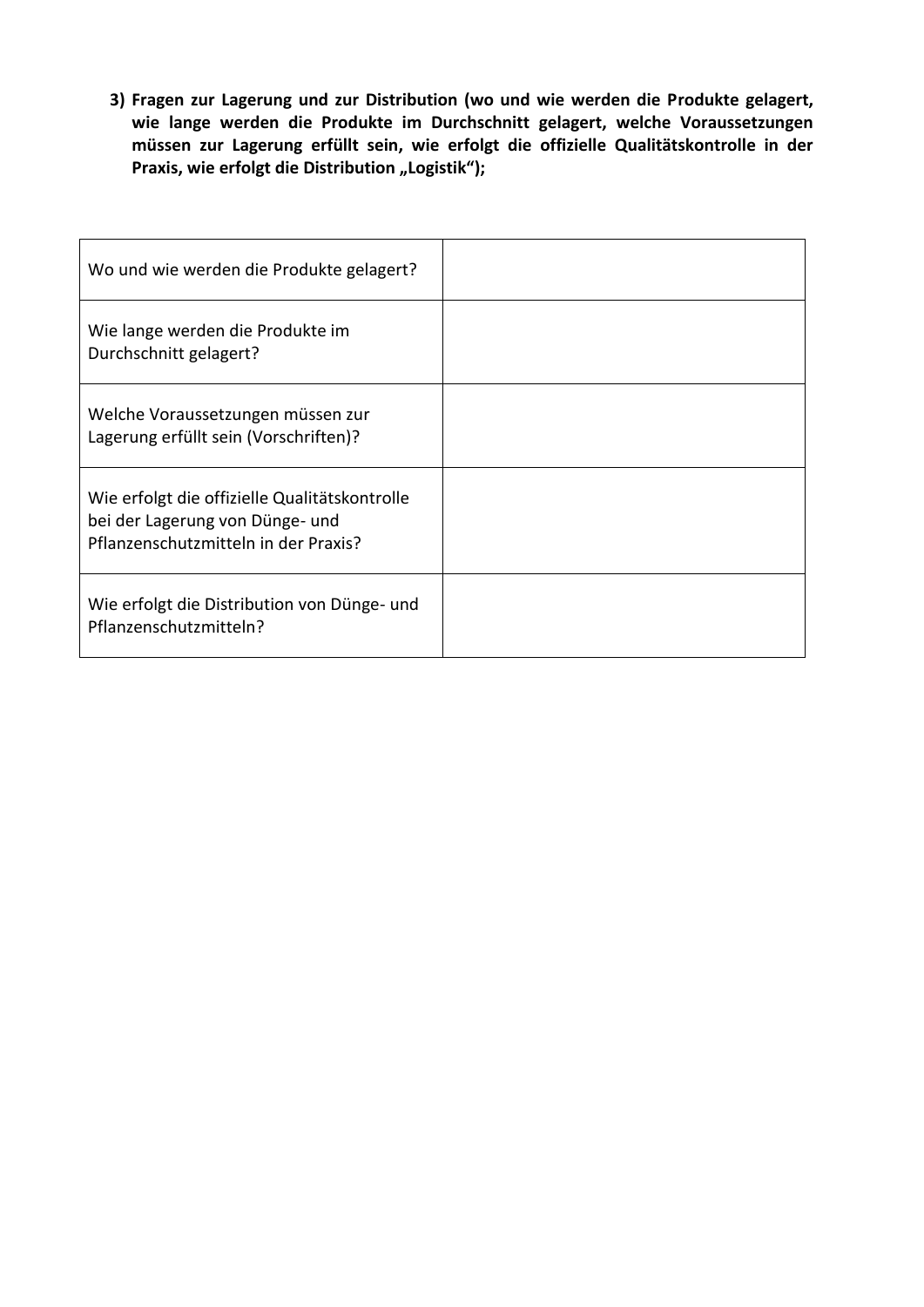**3) Fragen zur Lagerung und zur Distribution (wo und wie werden die Produkte gelagert, wie lange werden die Produkte im Durchschnitt gelagert, welche Voraussetzungen müssen zur Lagerung erfüllt sein, wie erfolgt die offizielle Qualitätskontrolle in der Praxis, wie erfolgt die Distribution „Logistik");**

| | |
|---|---|
| Wo und wie werden die Produkte gelagert? | |
| Wie lange werden die Produkte im Durchschnitt gelagert? | |
| Welche Voraussetzungen müssen zur Lagerung erfüllt sein (Vorschriften)? | |
| Wie erfolgt die offizielle Qualitätskontrolle bei der Lagerung von Dünge- und Pflanzenschutzmitteln in der Praxis? | |
| Wie erfolgt die Distribution von Dünge- und Pflanzenschutzmitteln? | |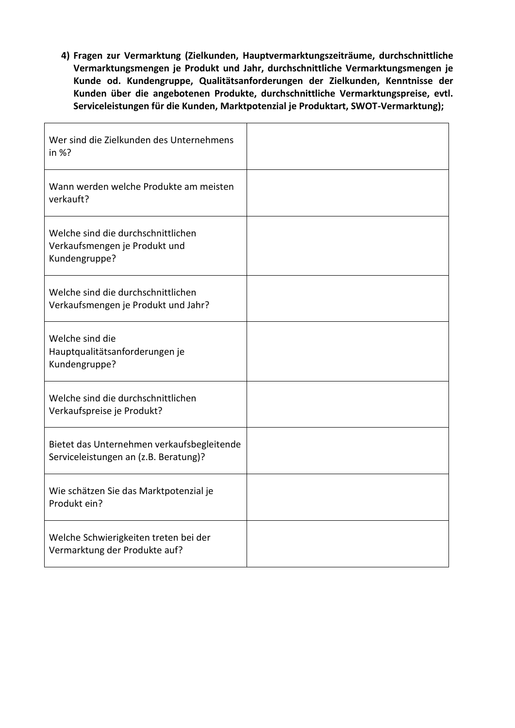**4) Fragen zur Vermarktung (Zielkunden, Hauptvermarktungszeiträume, durchschnittliche Vermarktungsmengen je Produkt und Jahr, durchschnittliche Vermarktungsmengen je Kunde od. Kundengruppe, Qualitätsanforderungen der Zielkunden, Kenntnisse der Kunden über die angebotenen Produkte, durchschnittliche Vermarktungspreise, evtl. Serviceleistungen für die Kunden, Marktpotenzial je Produktart, SWOT-Vermarktung);**

| | |
|---|---|
| Wer sind die Zielkunden des Unternehmens in %? | |
| Wann werden welche Produkte am meisten verkauft? | |
| Welche sind die durchschnittlichen Verkaufsmengen je Produkt und Kundengruppe? | |
| Welche sind die durchschnittlichen Verkaufsmengen je Produkt und Jahr? | |
| Welche sind die Hauptqualitätsanforderungen je Kundengruppe? | |
| Welche sind die durchschnittlichen Verkaufspreise je Produkt? | |
| Bietet das Unternehmen verkaufsbegleitende Serviceleistungen an (z.B. Beratung)? | |
| Wie schätzen Sie das Marktpotenzial je Produkt ein? | |
| Welche Schwierigkeiten treten bei der Vermarktung der Produkte auf? | |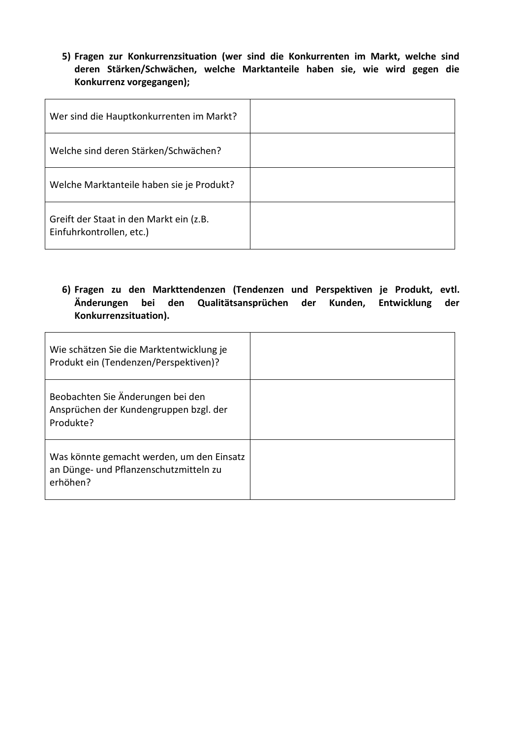5) **Fragen zur Konkurrenzsituation (wer sind die Konkurrenten im Markt, welche sind deren Stärken/Schwächen, welche Marktanteile haben sie, wie wird gegen die Konkurrenz vorgegangen);**

| | |
|---|---|
| Wer sind die Hauptkonkurrenten im Markt? | |
| Welche sind deren Stärken/Schwächen? | |
| Welche Marktanteile haben sie je Produkt? | |
| Greift der Staat in den Markt ein (z.B. Einfuhrkontrollen, etc.) | |

6) **Fragen zu den Markttendenzen (Tendenzen und Perspektiven je Produkt, evtl. Änderungen bei den Qualitätsansprüchen der Kunden, Entwicklung der Konkurrenzsituation).**

| | |
|---|---|
| Wie schätzen Sie die Marktentwicklung je Produkt ein (Tendenzen/Perspektiven)? | |
| Beobachten Sie Änderungen bei den Ansprüchen der Kundengruppen bzgl. der Produkte? | |
| Was könnte gemacht werden, um den Einsatz an Dünge- und Pflanzenschutzmitteln zu erhöhen? | |